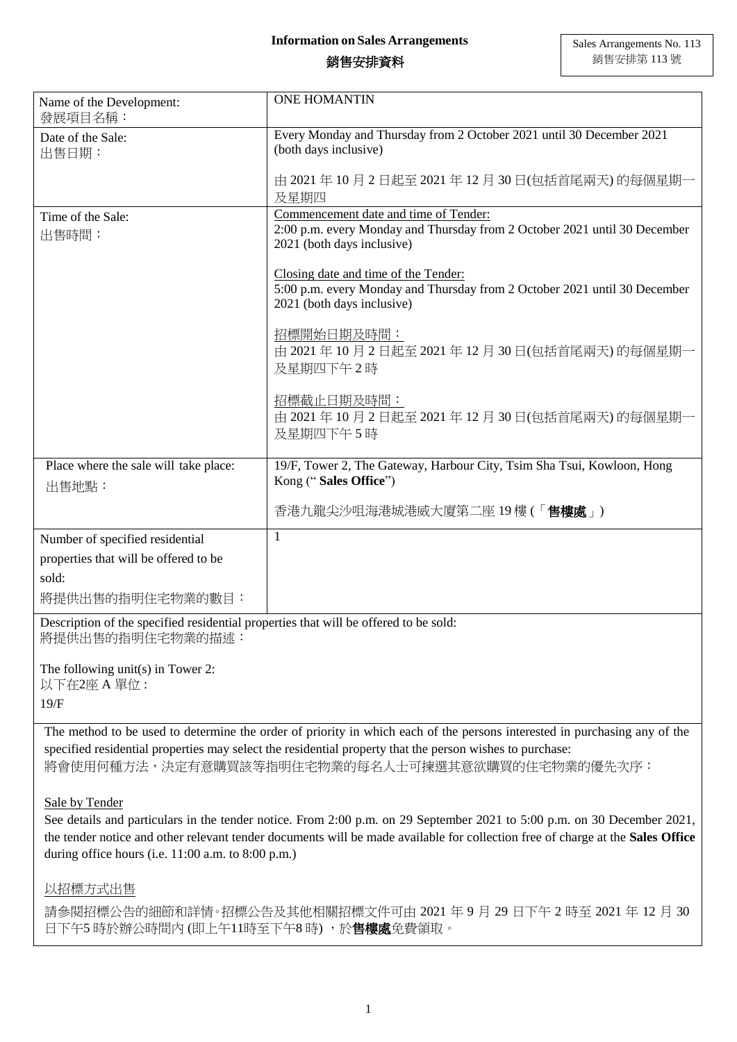# Information on Sales Arrangements

# 銷售安排資料

Sales Arrangements No. 113
銷售安排第 113 號

| | |
|---|---|
| Name of the Development:<br>發展項目名稱： | ONE HOMANTIN |
| Date of the Sale:<br>出售日期： | Every Monday and Thursday from 2 October 2021 until 30 December 2021 (both days inclusive)<br><br>由 2021 年 10 月 2 日起至 2021 年 12 月 30 日(包括首尾兩天) 的每個星期一及星期四 |
| Time of the Sale:<br>出售時間： | Commencement date and time of Tender:<br>2:00 p.m. every Monday and Thursday from 2 October 2021 until 30 December 2021 (both days inclusive)<br><br>Closing date and time of the Tender:<br>5:00 p.m. every Monday and Thursday from 2 October 2021 until 30 December 2021 (both days inclusive)<br><br>招標開始日期及時間：<br>由 2021 年 10 月 2 日起至 2021 年 12 月 30 日(包括首尾兩天) 的每個星期一及星期四下午 2 時<br><br>招標截止日期及時間：<br>由 2021 年 10 月 2 日起至 2021 年 12 月 30 日(包括首尾兩天) 的每個星期一及星期四下午 5 時 |
| Place where the sale will take place:<br>出售地點： | 19/F, Tower 2, The Gateway, Harbour City, Tsim Sha Tsui, Kowloon, Hong Kong (" **Sales Office**")<br><br>香港九龍尖沙咀海港城港威大廈第二座 19 樓 (「**售樓處**」) |
| Number of specified residential properties that will be offered to be sold:<br>將提供出售的指明住宅物業的數目： | 1 |

Description of the specified residential properties that will be offered to be sold:
將提供出售的指明住宅物業的描述：

The following unit(s) in Tower 2:
以下在2座 A 單位 :
19/F

The method to be used to determine the order of priority in which each of the persons interested in purchasing any of the specified residential properties may select the residential property that the person wishes to purchase:
將會使用何種方法，決定有意購買該等指明住宅物業的每名人士可揀選其意欲購買的住宅物業的優先次序：

Sale by Tender

See details and particulars in the tender notice. From 2:00 p.m. on 29 September 2021 to 5:00 p.m. on 30 December 2021, the tender notice and other relevant tender documents will be made available for collection free of charge at the **Sales Office** during office hours (i.e. 11:00 a.m. to 8:00 p.m.)

以招標方式出售

請參閱招標公告的細節和詳情。招標公告及其他相關招標文件可由 2021 年 9 月 29 日下午 2 時至 2021 年 12 月 30 日下午5 時於辦公時間內 (即上午11時至下午8 時) ，於**售樓處**免費領取。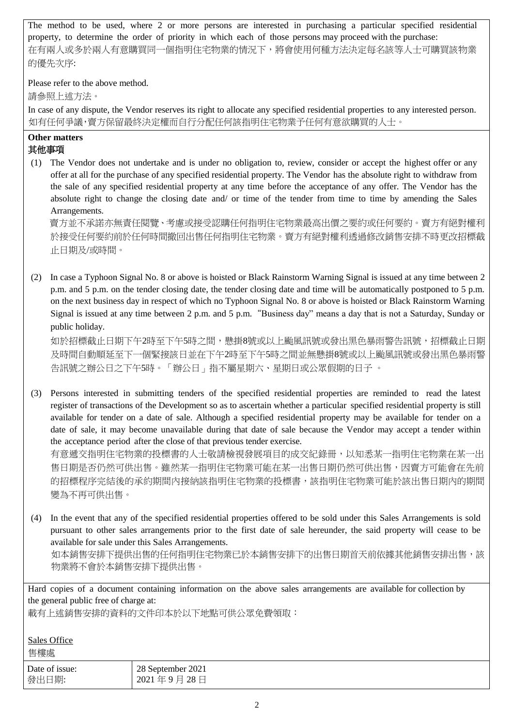The method to be used, where 2 or more persons are interested in purchasing a particular specified residential property, to determine the order of priority in which each of those persons may proceed with the purchase:
在有兩人或多於兩人有意購買同一個指明住宅物業的情況下，將會使用何種方法決定每名該等人士可購買該物業的優先次序:

Please refer to the above method.
請參照上述方法。

In case of any dispute, the Vendor reserves its right to allocate any specified residential properties to any interested person.
如有任何爭議,賣方保留最終決定權而自行分配任何該指明住宅物業予任何有意欲購買的人士。

**Other matters**
**其他事項**

(1) The Vendor does not undertake and is under no obligation to, review, consider or accept the highest offer or any offer at all for the purchase of any specified residential property. The Vendor has the absolute right to withdraw from the sale of any specified residential property at any time before the acceptance of any offer. The Vendor has the absolute right to change the closing date and/ or time of the tender from time to time by amending the Sales Arrangements.
賣方並不承諾亦無責任閱覽、考慮或接受認購任何指明住宅物業最高出價之要約或任何要約。賣方有絕對權利於接受任何要約前於任何時間撤回出售任何指明住宅物業。賣方有絕對權利透過修改銷售安排不時更改招標截止日期及/或時間。

(2) In case a Typhoon Signal No. 8 or above is hoisted or Black Rainstorm Warning Signal is issued at any time between 2 p.m. and 5 p.m. on the tender closing date, the tender closing date and time will be automatically postponed to 5 p.m. on the next business day in respect of which no Typhoon Signal No. 8 or above is hoisted or Black Rainstorm Warning Signal is issued at any time between 2 p.m. and 5 p.m. "Business day" means a day that is not a Saturday, Sunday or public holiday.
如於招標截止日期下午2時至下午5時之間，懸掛8號或以上颱風訊號或發出黑色暴雨警告訊號，招標截止日期及時間自動順延至下一個緊接該日並在下午2時至下午5時之間並無懸掛8號或以上颱風訊號或發出黑色暴雨警告訊號之辦公日之下午5時。「辦公日」指不屬星期六、星期日或公眾假期的日子 。

(3) Persons interested in submitting tenders of the specified residential properties are reminded to read the latest register of transactions of the Development so as to ascertain whether a particular specified residential property is still available for tender on a date of sale. Although a specified residential property may be available for tender on a date of sale, it may become unavailable during that date of sale because the Vendor may accept a tender within the acceptance period after the close of that previous tender exercise.
有意遞交指明住宅物業的投標書的人士敬請檢視發展項目的成交紀錄冊，以知悉某一指明住宅物業在某一出售日期是否仍然可供出售。雖然某一指明住宅物業可能在某一出售日期仍然可供出售，因賣方可能會在先前的招標程序完結後的承約期間內接納該指明住宅物業的投標書，該指明住宅物業可能於該出售日期內的期間變為不再可供出售。

(4) In the event that any of the specified residential properties offered to be sold under this Sales Arrangements is sold pursuant to other sales arrangements prior to the first date of sale hereunder, the said property will cease to be available for sale under this Sales Arrangements.
如本銷售安排下提供出售的任何指明住宅物業已於本銷售安排下的出售日期首天前依據其他銷售安排出售，該物業將不會於本銷售安排下提供出售。

Hard copies of a document containing information on the above sales arrangements are available for collection by the general public free of charge at:
載有上述銷售安排的資料的文件印本於以下地點可供公眾免費領取：

Sales Office
售樓處

| | |
|---|---|
| Date of issue:<br>發出日期: | 28 September 2021<br>2021 年 9 月 28 日 |